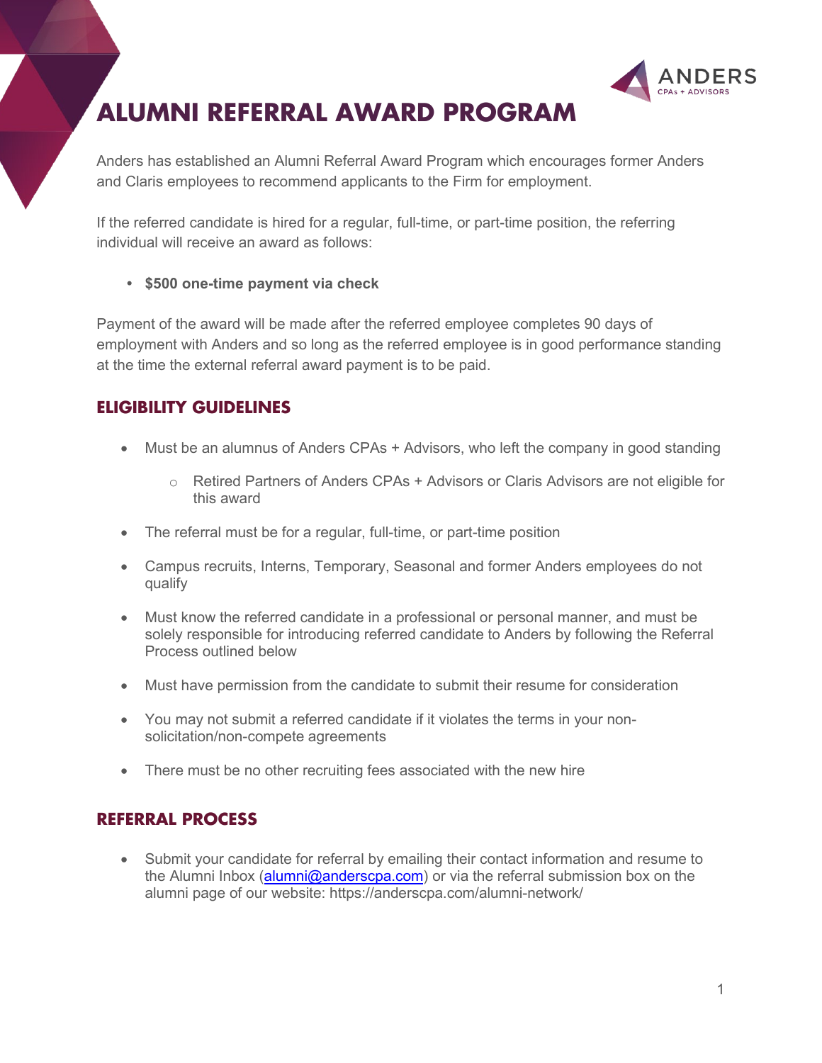# ALUMNI REFERRAL AWARD PROGRAM

Anders has established an Alumni Referral Award Program which encourages former Anders and Claris employees to recommend applicants to the Firm for employment.

If the referred candidate is hired for a regular, full-time, or part-time position, the referring individual will receive an award as follows:

- **$500 one-time payment via check**

Payment of the award will be made after the referred employee completes 90 days of employment with Anders and so long as the referred employee is in good performance standing at the time the external referral award payment is to be paid.

## ELIGIBILITY GUIDELINES

- Must be an alumnus of Anders CPAs + Advisors, who left the company in good standing
  - Retired Partners of Anders CPAs + Advisors or Claris Advisors are not eligible for this award
- The referral must be for a regular, full-time, or part-time position
- Campus recruits, Interns, Temporary, Seasonal and former Anders employees do not qualify
- Must know the referred candidate in a professional or personal manner, and must be solely responsible for introducing referred candidate to Anders by following the Referral Process outlined below
- Must have permission from the candidate to submit their resume for consideration
- You may not submit a referred candidate if it violates the terms in your non-solicitation/non-compete agreements
- There must be no other recruiting fees associated with the new hire

## REFERRAL PROCESS

- Submit your candidate for referral by emailing their contact information and resume to the Alumni Inbox (alumni@anderscpa.com) or via the referral submission box on the alumni page of our website: https://anderscpa.com/alumni-network/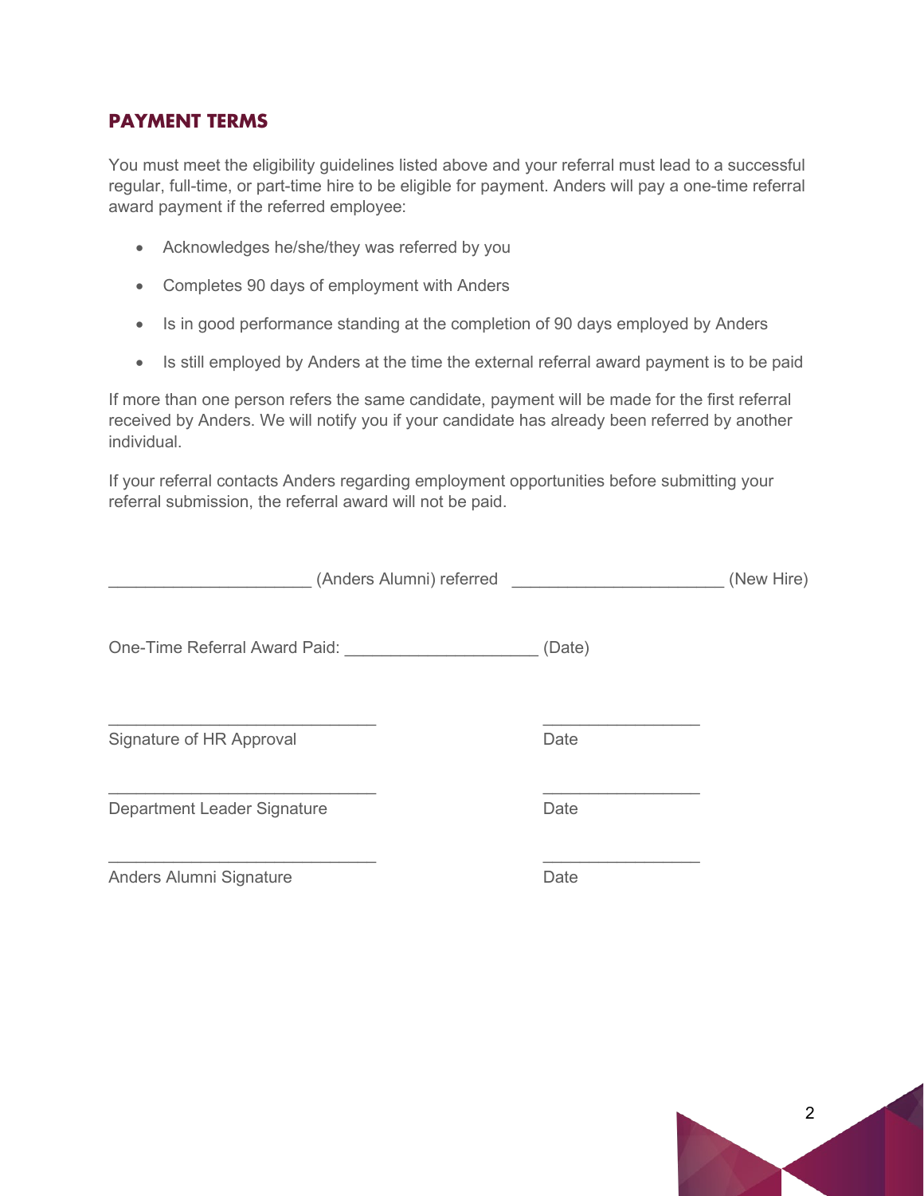## PAYMENT TERMS

You must meet the eligibility guidelines listed above and your referral must lead to a successful regular, full-time, or part-time hire to be eligible for payment. Anders will pay a one-time referral award payment if the referred employee:

- Acknowledges he/she/they was referred by you
- Completes 90 days of employment with Anders
- Is in good performance standing at the completion of 90 days employed by Anders
- Is still employed by Anders at the time the external referral award payment is to be paid

If more than one person refers the same candidate, payment will be made for the first referral received by Anders. We will notify you if your candidate has already been referred by another individual.

If your referral contacts Anders regarding employment opportunities before submitting your referral submission, the referral award will not be paid.

______________________ (Anders Alumni) referred _______________________ (New Hire)

One-Time Referral Award Paid: _____________________ (Date)

_____________________________ _________________

Signature of HR Approval Date

_____________________________ _________________

Department Leader Signature Date

_____________________________ _________________

Anders Alumni Signature Date